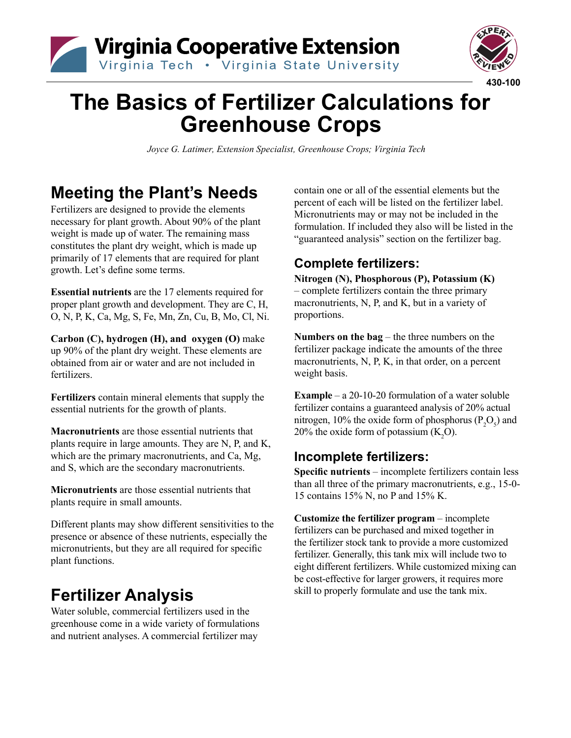Virginia Cooperative Extension

Virginia Tech • Virginia State University

430-100

# The Basics of Fertilizer Calculations for Greenhouse Crops

*Joyce G. Latimer, Extension Specialist, Greenhouse Crops; Virginia Tech*

## Meeting the Plant's Needs

Fertilizers are designed to provide the elements necessary for plant growth. About 90% of the plant weight is made up of water. The remaining mass constitutes the plant dry weight, which is made up primarily of 17 elements that are required for plant growth. Let's define some terms.

**Essential nutrients** are the 17 elements required for proper plant growth and development. They are C, H, O, N, P, K, Ca, Mg, S, Fe, Mn, Zn, Cu, B, Mo, Cl, Ni.

**Carbon (C), hydrogen (H), and oxygen (O)** make up 90% of the plant dry weight. These elements are obtained from air or water and are not included in fertilizers.

**Fertilizers** contain mineral elements that supply the essential nutrients for the growth of plants.

**Macronutrients** are those essential nutrients that plants require in large amounts. They are N, P, and K, which are the primary macronutrients, and Ca, Mg, and S, which are the secondary macronutrients.

**Micronutrients** are those essential nutrients that plants require in small amounts.

Different plants may show different sensitivities to the presence or absence of these nutrients, especially the micronutrients, but they are all required for specific plant functions.

## Fertilizer Analysis

Water soluble, commercial fertilizers used in the greenhouse come in a wide variety of formulations and nutrient analyses. A commercial fertilizer may contain one or all of the essential elements but the percent of each will be listed on the fertilizer label. Micronutrients may or may not be included in the formulation. If included they also will be listed in the "guaranteed analysis" section on the fertilizer bag.

### Complete fertilizers:

**Nitrogen (N), Phosphorous (P), Potassium (K)** – complete fertilizers contain the three primary macronutrients, N, P, and K, but in a variety of proportions.

**Numbers on the bag** – the three numbers on the fertilizer package indicate the amounts of the three macronutrients, N, P, K, in that order, on a percent weight basis.

**Example** – a 20-10-20 formulation of a water soluble fertilizer contains a guaranteed analysis of 20% actual nitrogen, 10% the oxide form of phosphorus ($P_2O_5$) and 20% the oxide form of potassium ($K_2O$).

### Incomplete fertilizers:

**Specific nutrients** – incomplete fertilizers contain less than all three of the primary macronutrients, e.g., 15-0-15 contains 15% N, no P and 15% K.

**Customize the fertilizer program** – incomplete fertilizers can be purchased and mixed together in the fertilizer stock tank to provide a more customized fertilizer. Generally, this tank mix will include two to eight different fertilizers. While customized mixing can be cost-effective for larger growers, it requires more skill to properly formulate and use the tank mix.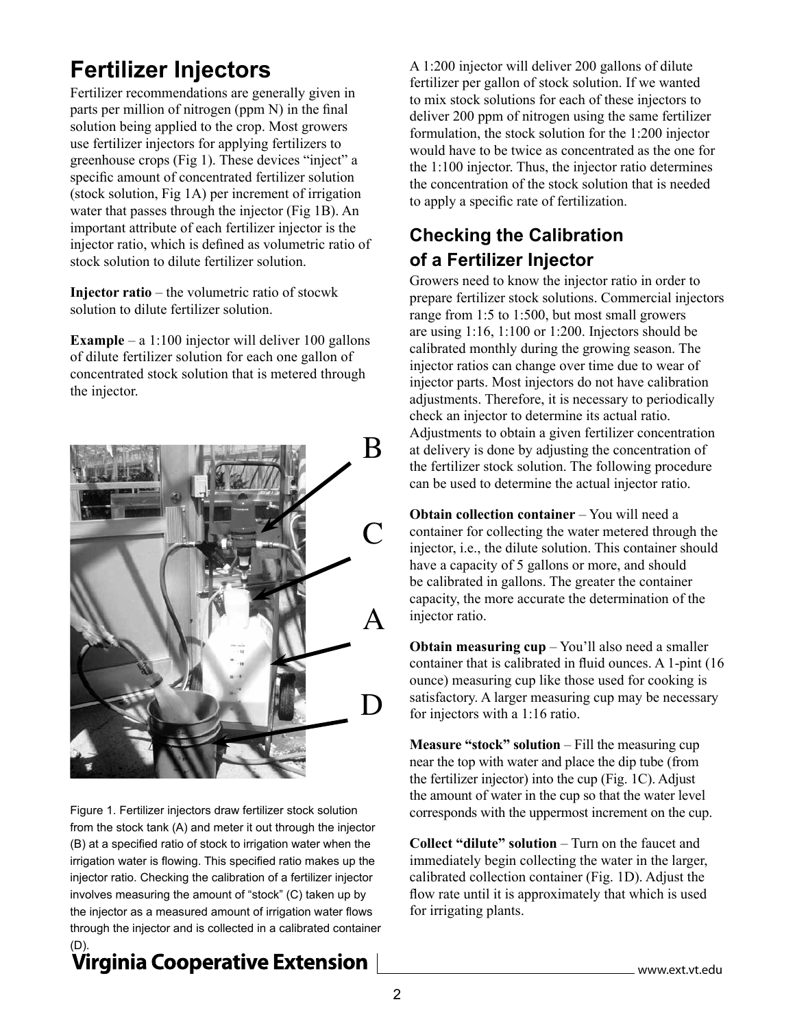## Fertilizer Injectors

Fertilizer recommendations are generally given in parts per million of nitrogen (ppm N) in the final solution being applied to the crop. Most growers use fertilizer injectors for applying fertilizers to greenhouse crops (Fig 1). These devices "inject" a specific amount of concentrated fertilizer solution (stock solution, Fig 1A) per increment of irrigation water that passes through the injector (Fig 1B). An important attribute of each fertilizer injector is the injector ratio, which is defined as volumetric ratio of stock solution to dilute fertilizer solution.

**Injector ratio** – the volumetric ratio of stocwk solution to dilute fertilizer solution.

**Example** – a 1:100 injector will deliver 100 gallons of dilute fertilizer solution for each one gallon of concentrated stock solution that is metered through the injector.

Figure 1. Fertilizer injectors draw fertilizer stock solution from the stock tank (A) and meter it out through the injector (B) at a specified ratio of stock to irrigation water when the irrigation water is flowing. This specified ratio makes up the injector ratio. Checking the calibration of a fertilizer injector involves measuring the amount of "stock" (C) taken up by the injector as a measured amount of irrigation water flows through the injector and is collected in a calibrated container (D).

A 1:200 injector will deliver 200 gallons of dilute fertilizer per gallon of stock solution. If we wanted to mix stock solutions for each of these injectors to deliver 200 ppm of nitrogen using the same fertilizer formulation, the stock solution for the 1:200 injector would have to be twice as concentrated as the one for the 1:100 injector. Thus, the injector ratio determines the concentration of the stock solution that is needed to apply a specific rate of fertilization.

### Checking the Calibration of a Fertilizer Injector

Growers need to know the injector ratio in order to prepare fertilizer stock solutions. Commercial injectors range from 1:5 to 1:500, but most small growers are using 1:16, 1:100 or 1:200. Injectors should be calibrated monthly during the growing season. The injector ratios can change over time due to wear of injector parts. Most injectors do not have calibration adjustments. Therefore, it is necessary to periodically check an injector to determine its actual ratio. Adjustments to obtain a given fertilizer concentration at delivery is done by adjusting the concentration of the fertilizer stock solution. The following procedure can be used to determine the actual injector ratio.

**Obtain collection container** – You will need a container for collecting the water metered through the injector, i.e., the dilute solution. This container should have a capacity of 5 gallons or more, and should be calibrated in gallons. The greater the container capacity, the more accurate the determination of the injector ratio.

**Obtain measuring cup** – You'll also need a smaller container that is calibrated in fluid ounces. A 1-pint (16 ounce) measuring cup like those used for cooking is satisfactory. A larger measuring cup may be necessary for injectors with a 1:16 ratio.

**Measure "stock" solution** – Fill the measuring cup near the top with water and place the dip tube (from the fertilizer injector) into the cup (Fig. 1C). Adjust the amount of water in the cup so that the water level corresponds with the uppermost increment on the cup.

**Collect "dilute" solution** – Turn on the faucet and immediately begin collecting the water in the larger, calibrated collection container (Fig. 1D). Adjust the flow rate until it is approximately that which is used for irrigating plants.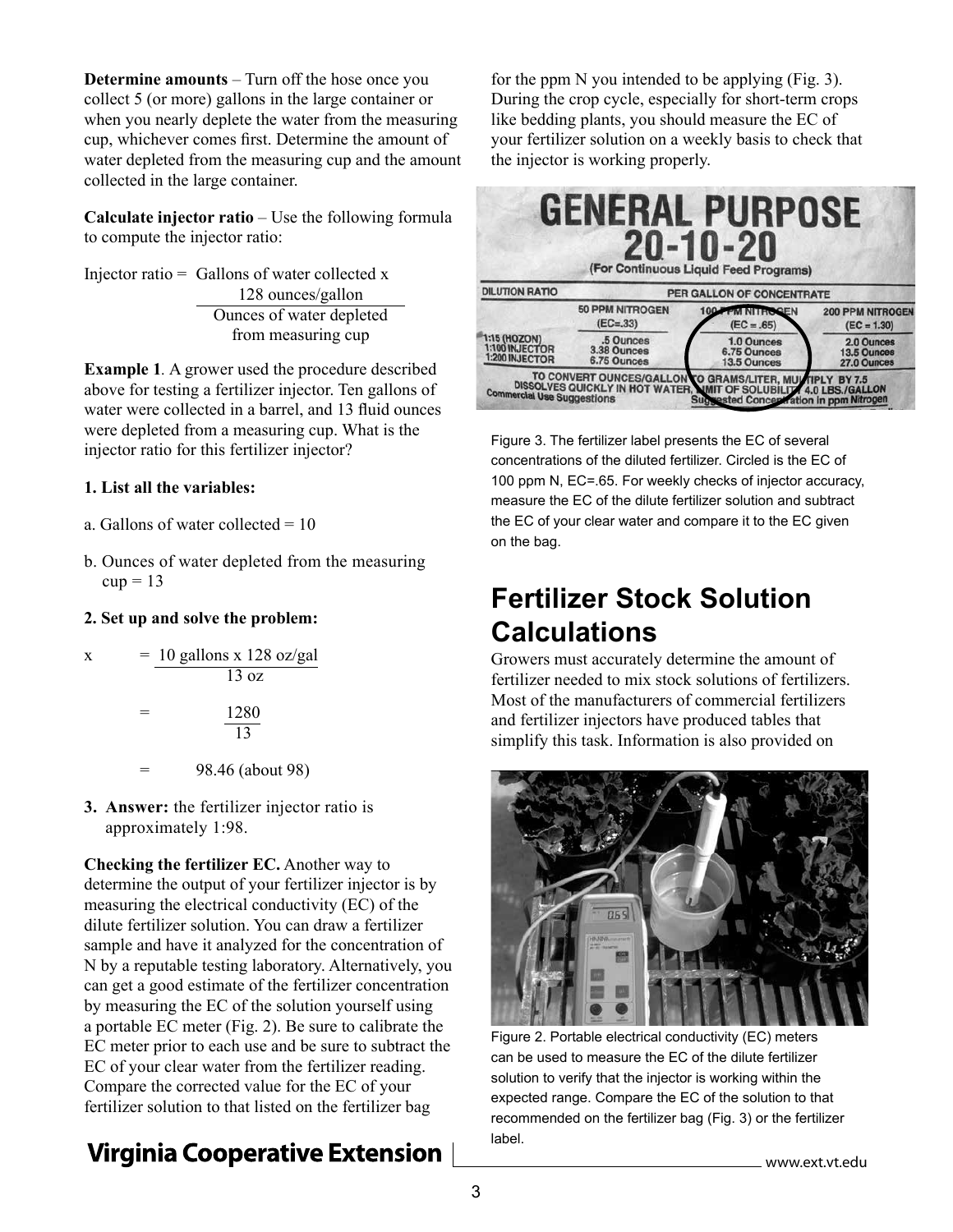**Determine amounts** – Turn off the hose once you collect 5 (or more) gallons in the large container or when you nearly deplete the water from the measuring cup, whichever comes first. Determine the amount of water depleted from the measuring cup and the amount collected in the large container.

**Calculate injector ratio** – Use the following formula to compute the injector ratio:

$$\text{Injector ratio} = \frac{\text{Gallons of water collected} \times 128 \text{ ounces/gallon}}{\text{Ounces of water depleted from measuring cup}}$$

**Example 1**. A grower used the procedure described above for testing a fertilizer injector. Ten gallons of water were collected in a barrel, and 13 fluid ounces were depleted from a measuring cup. What is the injector ratio for this fertilizer injector?

**1. List all the variables:**

a. Gallons of water collected = 10

b. Ounces of water depleted from the measuring cup = 13

**2. Set up and solve the problem:**

$$x = \frac{10 \text{ gallons} \times 128 \text{ oz/gal}}{13 \text{ oz}}$$

$$= \frac{1280}{13}$$

$$= 98.46 \text{ (about 98)}$$

3. **Answer:** the fertilizer injector ratio is approximately 1:98.

**Checking the fertilizer EC.** Another way to determine the output of your fertilizer injector is by measuring the electrical conductivity (EC) of the dilute fertilizer solution. You can draw a fertilizer sample and have it analyzed for the concentration of N by a reputable testing laboratory. Alternatively, you can get a good estimate of the fertilizer concentration by measuring the EC of the solution yourself using a portable EC meter (Fig. 2). Be sure to calibrate the EC meter prior to each use and be sure to subtract the EC of your clear water from the fertilizer reading. Compare the corrected value for the EC of your fertilizer solution to that listed on the fertilizer bag for the ppm N you intended to be applying (Fig. 3). During the crop cycle, especially for short-term crops like bedding plants, you should measure the EC of your fertilizer solution on a weekly basis to check that the injector is working properly.

Figure 3. The fertilizer label presents the EC of several concentrations of the diluted fertilizer. Circled is the EC of 100 ppm N, EC=.65. For weekly checks of injector accuracy, measure the EC of the dilute fertilizer solution and subtract the EC of your clear water and compare it to the EC given on the bag.

## Fertilizer Stock Solution Calculations

Growers must accurately determine the amount of fertilizer needed to mix stock solutions of fertilizers. Most of the manufacturers of commercial fertilizers and fertilizer injectors have produced tables that simplify this task. Information is also provided on

Figure 2. Portable electrical conductivity (EC) meters can be used to measure the EC of the dilute fertilizer solution to verify that the injector is working within the expected range. Compare the EC of the solution to that recommended on the fertilizer bag (Fig. 3) or the fertilizer label.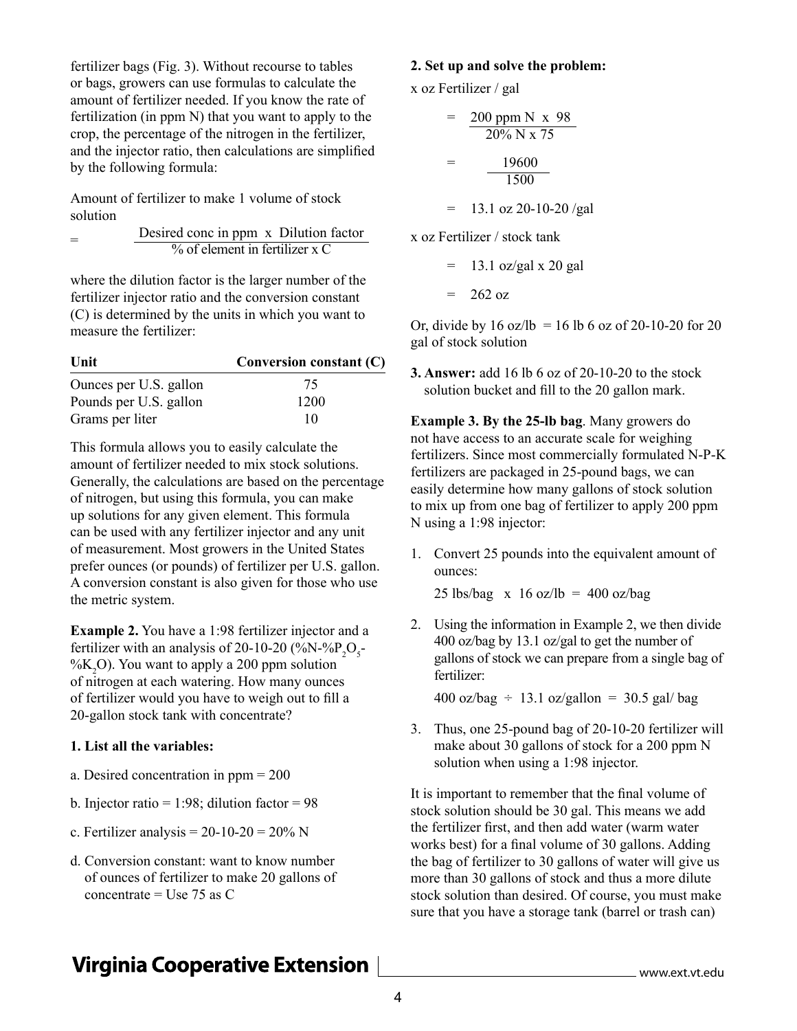fertilizer bags (Fig. 3). Without recourse to tables or bags, growers can use formulas to calculate the amount of fertilizer needed. If you know the rate of fertilization (in ppm N) that you want to apply to the crop, the percentage of the nitrogen in the fertilizer, and the injector ratio, then calculations are simplified by the following formula:

Amount of fertilizer to make 1 volume of stock solution

$$= \frac{\text{Desired conc in ppm} \times \text{Dilution factor}}{\text{\% of element in fertilizer} \times C}$$

where the dilution factor is the larger number of the fertilizer injector ratio and the conversion constant (C) is determined by the units in which you want to measure the fertilizer:

| Unit | Conversion constant (C) |
|---|---|
| Ounces per U.S. gallon | 75 |
| Pounds per U.S. gallon | 1200 |
| Grams per liter | 10 |

This formula allows you to easily calculate the amount of fertilizer needed to mix stock solutions. Generally, the calculations are based on the percentage of nitrogen, but using this formula, you can make up solutions for any given element. This formula can be used with any fertilizer injector and any unit of measurement. Most growers in the United States prefer ounces (or pounds) of fertilizer per U.S. gallon. A conversion constant is also given for those who use the metric system.

**Example 2.** You have a 1:98 fertilizer injector and a fertilizer with an analysis of 20-10-20 (%N-%$P_2O_5$-%$K_2O$). You want to apply a 200 ppm solution of nitrogen at each watering. How many ounces of fertilizer would you have to weigh out to fill a 20-gallon stock tank with concentrate?

**1. List all the variables:**

a. Desired concentration in ppm = 200

b. Injector ratio = 1:98; dilution factor = 98

c. Fertilizer analysis = 20-10-20 = 20% N

d. Conversion constant: want to know number of ounces of fertilizer to make 20 gallons of concentrate = Use 75 as C

**2. Set up and solve the problem:**

x oz Fertilizer / gal

$$= \frac{200 \text{ ppm N} \times 98}{20\% \text{ N} \times 75}$$

$$= \frac{19600}{1500}$$

$$= 13.1 \text{ oz 20-10-20 /gal}$$

x oz Fertilizer / stock tank

$$= 13.1 \text{ oz/gal} \times 20 \text{ gal}$$

$$= 262 \text{ oz}$$

Or, divide by 16 oz/lb = 16 lb 6 oz of 20-10-20 for 20 gal of stock solution

**3. Answer:** add 16 lb 6 oz of 20-10-20 to the stock solution bucket and fill to the 20 gallon mark.

**Example 3. By the 25-lb bag**. Many growers do not have access to an accurate scale for weighing fertilizers. Since most commercially formulated N-P-K fertilizers are packaged in 25-pound bags, we can easily determine how many gallons of stock solution to mix up from one bag of fertilizer to apply 200 ppm N using a 1:98 injector:

1. Convert 25 pounds into the equivalent amount of ounces:

   25 lbs/bag x 16 oz/lb = 400 oz/bag

2. Using the information in Example 2, we then divide 400 oz/bag by 13.1 oz/gal to get the number of gallons of stock we can prepare from a single bag of fertilizer:

   400 oz/bag ÷ 13.1 oz/gallon = 30.5 gal/ bag

3. Thus, one 25-pound bag of 20-10-20 fertilizer will make about 30 gallons of stock for a 200 ppm N solution when using a 1:98 injector.

It is important to remember that the final volume of stock solution should be 30 gal. This means we add the fertilizer first, and then add water (warm water works best) for a final volume of 30 gallons. Adding the bag of fertilizer to 30 gallons of water will give us more than 30 gallons of stock and thus a more dilute stock solution than desired. Of course, you must make sure that you have a storage tank (barrel or trash can)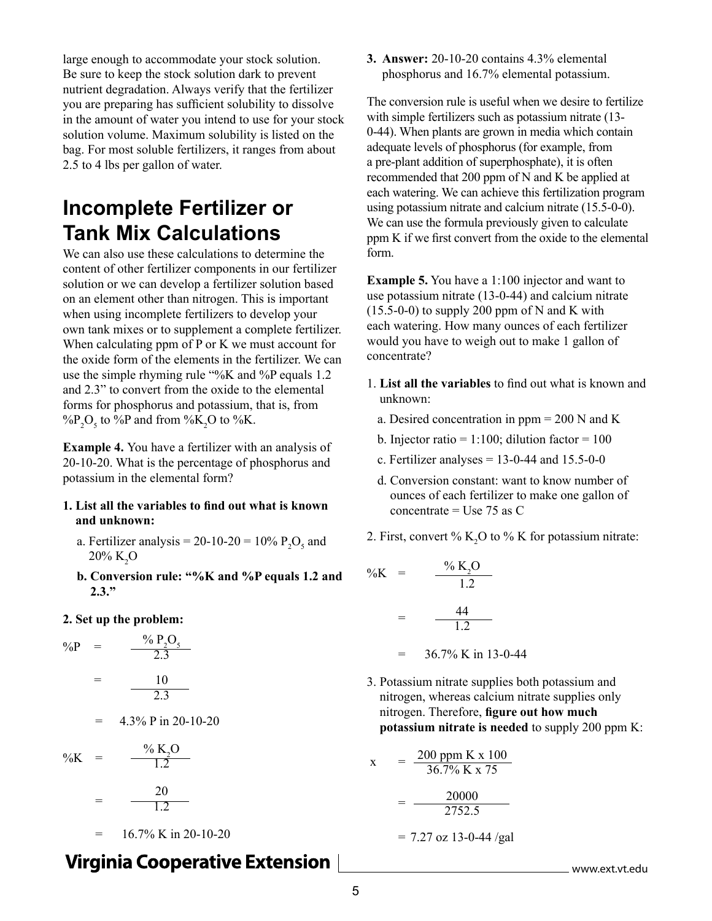large enough to accommodate your stock solution. Be sure to keep the stock solution dark to prevent nutrient degradation. Always verify that the fertilizer you are preparing has sufficient solubility to dissolve in the amount of water you intend to use for your stock solution volume. Maximum solubility is listed on the bag. For most soluble fertilizers, it ranges from about 2.5 to 4 lbs per gallon of water.

## Incomplete Fertilizer or Tank Mix Calculations

We can also use these calculations to determine the content of other fertilizer components in our fertilizer solution or we can develop a fertilizer solution based on an element other than nitrogen. This is important when using incomplete fertilizers to develop your own tank mixes or to supplement a complete fertilizer. When calculating ppm of P or K we must account for the oxide form of the elements in the fertilizer. We can use the simple rhyming rule "%K and %P equals 1.2 and 2.3" to convert from the oxide to the elemental forms for phosphorus and potassium, that is, from $\%P_2O_5$ to %P and from $\%K_2O$ to %K.

**Example 4.** You have a fertilizer with an analysis of 20-10-20. What is the percentage of phosphorus and potassium in the elemental form?

**1. List all the variables to find out what is known and unknown:**

a. Fertilizer analysis = 20-10-20 = 10% $P_2O_5$ and 20% $K_2O$

**b. Conversion rule: "%K and %P equals 1.2 and 2.3."**

**2. Set up the problem:**

$$\%P = \frac{\%\ P_2O_5}{2.3}$$

$$= \frac{10}{2.3}$$

$$= 4.3\%\ \text{P in 20-10-20}$$

$$\%K = \frac{\%\ K_2O}{1.2}$$

$$= \frac{20}{1.2}$$

$$= 16.7\%\ \text{K in 20-10-20}$$

**3. Answer:** 20-10-20 contains 4.3% elemental phosphorus and 16.7% elemental potassium.

The conversion rule is useful when we desire to fertilize with simple fertilizers such as potassium nitrate (13-0-44). When plants are grown in media which contain adequate levels of phosphorus (for example, from a pre-plant addition of superphosphate), it is often recommended that 200 ppm of N and K be applied at each watering. We can achieve this fertilization program using potassium nitrate and calcium nitrate (15.5-0-0). We can use the formula previously given to calculate ppm K if we first convert from the oxide to the elemental form.

**Example 5.** You have a 1:100 injector and want to use potassium nitrate (13-0-44) and calcium nitrate (15.5-0-0) to supply 200 ppm of N and K with each watering. How many ounces of each fertilizer would you have to weigh out to make 1 gallon of concentrate?

1. **List all the variables** to find out what is known and unknown:

   a. Desired concentration in ppm = 200 N and K

   b. Injector ratio = 1:100; dilution factor = 100

   c. Fertilizer analyses = 13-0-44 and 15.5-0-0

   d. Conversion constant: want to know number of ounces of each fertilizer to make one gallon of concentrate = Use 75 as C

2. First, convert % $K_2O$ to % K for potassium nitrate:

$$\%K = \frac{\%\ K_2O}{1.2}$$

$$= \frac{44}{1.2}$$

$$= 36.7\%\ \text{K in 13-0-44}$$

3. Potassium nitrate supplies both potassium and nitrogen, whereas calcium nitrate supplies only nitrogen. Therefore, **figure out how much potassium nitrate is needed** to supply 200 ppm K:

$$x = \frac{200\ \text{ppm K} \times 100}{36.7\%\ \text{K} \times 75}$$

$$= \frac{20000}{2752.5}$$

$$= 7.27\ \text{oz 13-0-44 /gal}$$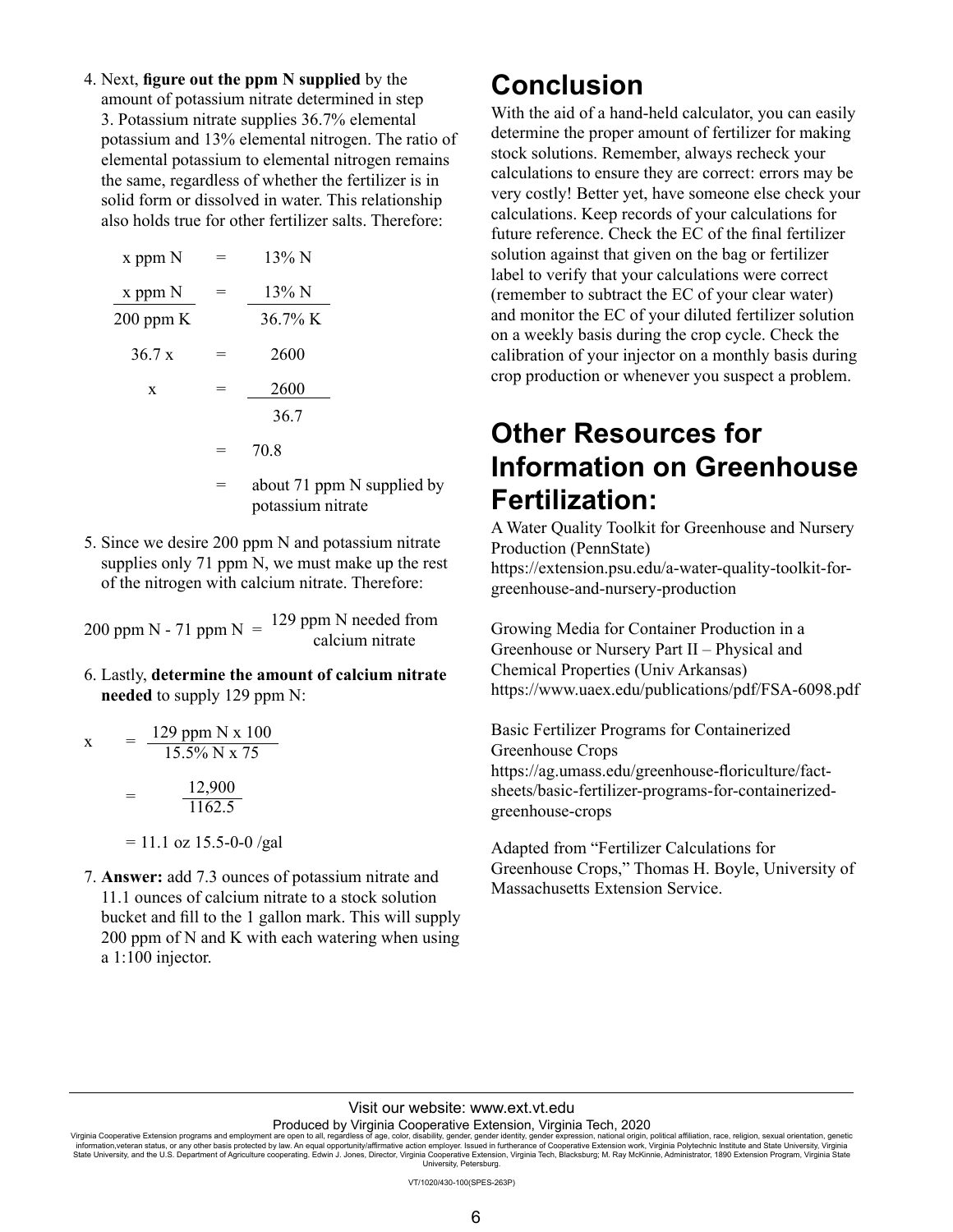4. Next, **figure out the ppm N supplied** by the amount of potassium nitrate determined in step 3. Potassium nitrate supplies 36.7% elemental potassium and 13% elemental nitrogen. The ratio of elemental potassium to elemental nitrogen remains the same, regardless of whether the fertilizer is in solid form or dissolved in water. This relationship also holds true for other fertilizer salts. Therefore:

$$x \text{ ppm N} = 13\% \text{ N}$$

$$\frac{x \text{ ppm N}}{200 \text{ ppm K}} = \frac{13\% \text{ N}}{36.7\% \text{ K}}$$

$$36.7\,x = 2600$$

$$x = \frac{2600}{36.7}$$

$$= 70.8$$

= about 71 ppm N supplied by potassium nitrate

5. Since we desire 200 ppm N and potassium nitrate supplies only 71 ppm N, we must make up the rest of the nitrogen with calcium nitrate. Therefore:

200 ppm N - 71 ppm N = 129 ppm N needed from calcium nitrate

6. Lastly, **determine the amount of calcium nitrate needed** to supply 129 ppm N:

$$x = \frac{129 \text{ ppm N} \times 100}{15.5\% \text{ N} \times 75}$$

$$= \frac{12{,}900}{1162.5}$$

= 11.1 oz 15.5-0-0 /gal

7. **Answer:** add 7.3 ounces of potassium nitrate and 11.1 ounces of calcium nitrate to a stock solution bucket and fill to the 1 gallon mark. This will supply 200 ppm of N and K with each watering when using a 1:100 injector.

# Conclusion

With the aid of a hand-held calculator, you can easily determine the proper amount of fertilizer for making stock solutions. Remember, always recheck your calculations to ensure they are correct: errors may be very costly! Better yet, have someone else check your calculations. Keep records of your calculations for future reference. Check the EC of the final fertilizer solution against that given on the bag or fertilizer label to verify that your calculations were correct (remember to subtract the EC of your clear water) and monitor the EC of your diluted fertilizer solution on a weekly basis during the crop cycle. Check the calibration of your injector on a monthly basis during crop production or whenever you suspect a problem.

# Other Resources for Information on Greenhouse Fertilization:

A Water Quality Toolkit for Greenhouse and Nursery Production (PennState)
https://extension.psu.edu/a-water-quality-toolkit-for-greenhouse-and-nursery-production

Growing Media for Container Production in a Greenhouse or Nursery Part II – Physical and Chemical Properties (Univ Arkansas)
https://www.uaex.edu/publications/pdf/FSA-6098.pdf

Basic Fertilizer Programs for Containerized Greenhouse Crops
https://ag.umass.edu/greenhouse-floriculture/fact-sheets/basic-fertilizer-programs-for-containerized-greenhouse-crops

Adapted from "Fertilizer Calculations for Greenhouse Crops," Thomas H. Boyle, University of Massachusetts Extension Service.

Visit our website: www.ext.vt.edu

Produced by Virginia Cooperative Extension, Virginia Tech, 2020

Virginia Cooperative Extension programs and employment are open to all, regardless of age, color, disability, gender, gender identity, gender expression, national origin, political affiliation, race, religion, sexual orientation, genetic information,veteran status, or any other basis protected by law. An equal opportunity/affirmative action employer. Issued in furtherance of Cooperative Extension work, Virginia Polytechnic Institute and State University, Virginia State University, and the U.S. Department of Agriculture cooperating. Edwin J. Jones, Director, Virginia Cooperative Extension, Virginia Tech, Blacksburg; M. Ray McKinnie, Administrator, 1890 Extension Program, Virginia State University, Petersburg.

VT/1020/430-100(SPES-263P)